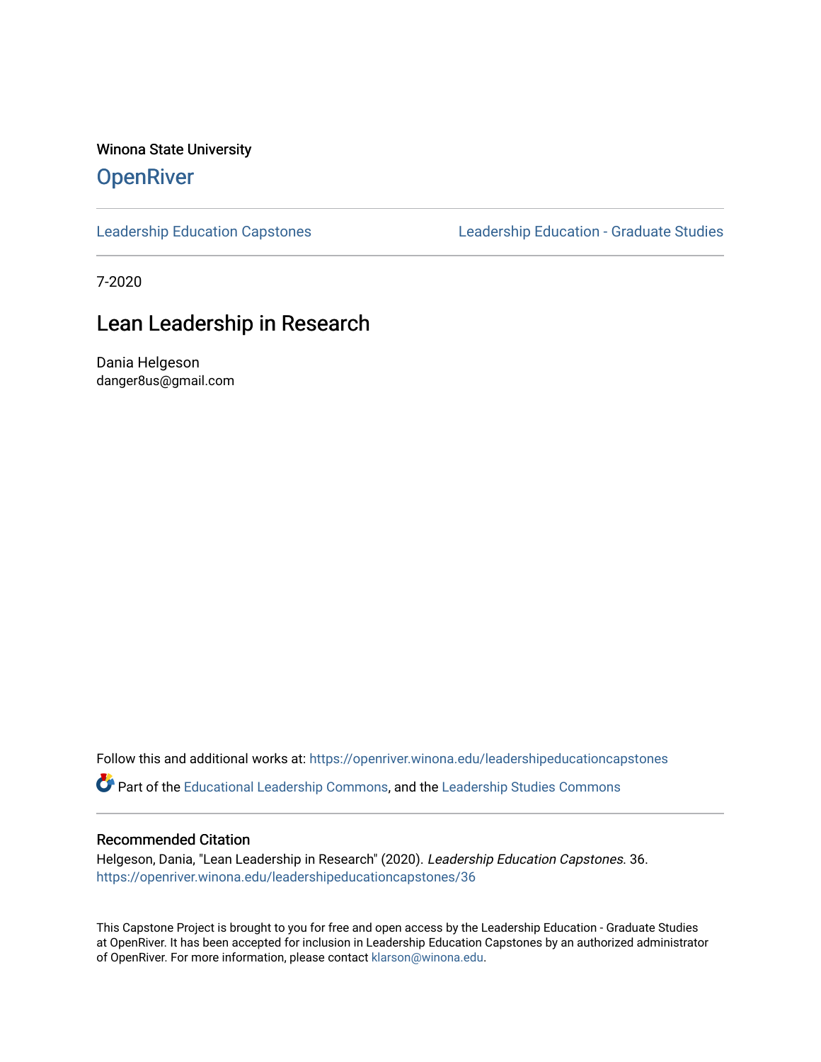Winona State University

# OpenRiver

Leadership Education Capstones

Leadership Education - Graduate Studies

7-2020

## Lean Leadership in Research

Dania Helgeson
danger8us@gmail.com

Follow this and additional works at: https://openriver.winona.edu/leadershipeducationcapstones

Part of the Educational Leadership Commons, and the Leadership Studies Commons

### Recommended Citation

Helgeson, Dania, "Lean Leadership in Research" (2020). *Leadership Education Capstones*. 36.
https://openriver.winona.edu/leadershipeducationcapstones/36

This Capstone Project is brought to you for free and open access by the Leadership Education - Graduate Studies at OpenRiver. It has been accepted for inclusion in Leadership Education Capstones by an authorized administrator of OpenRiver. For more information, please contact klarson@winona.edu.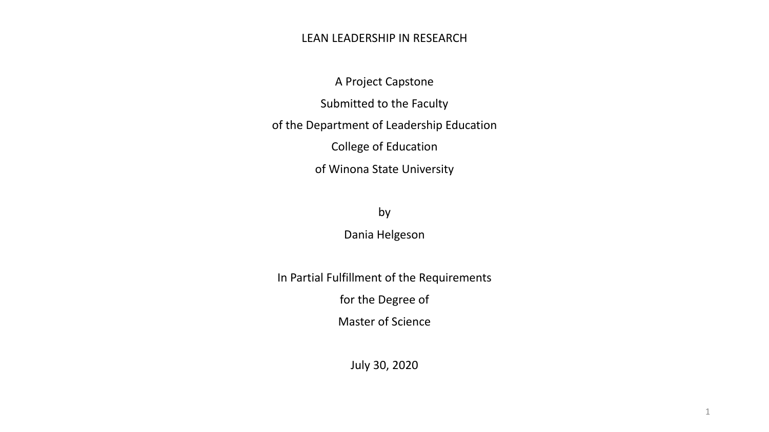# LEAN LEADERSHIP IN RESEARCH

A Project Capstone

Submitted to the Faculty

of the Department of Leadership Education

College of Education

of Winona State University

by

Dania Helgeson

In Partial Fulfillment of the Requirements

for the Degree of

Master of Science

July 30, 2020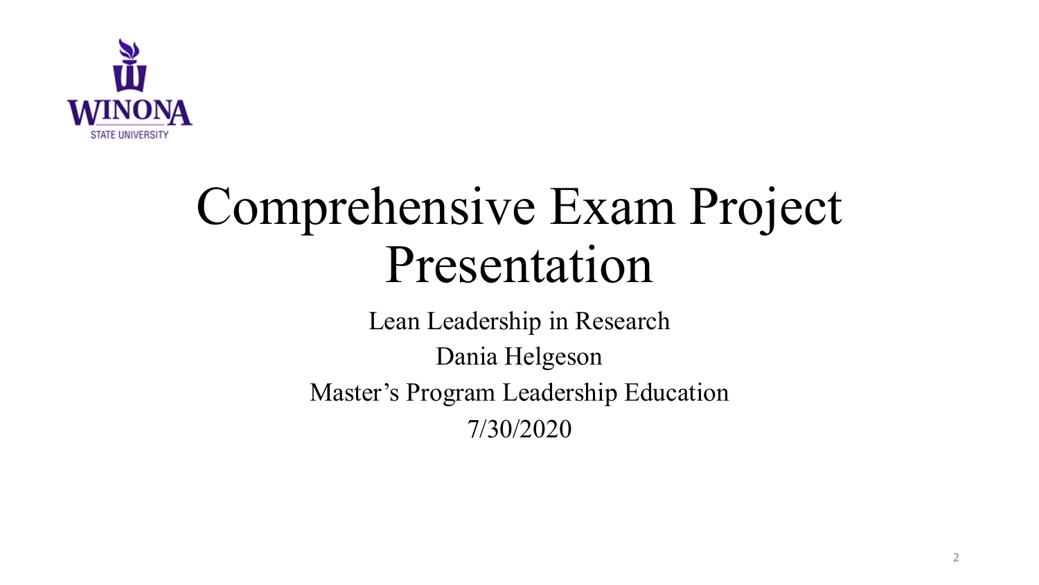# Comprehensive Exam Project Presentation

Lean Leadership in Research

Dania Helgeson

Master's Program Leadership Education

7/30/2020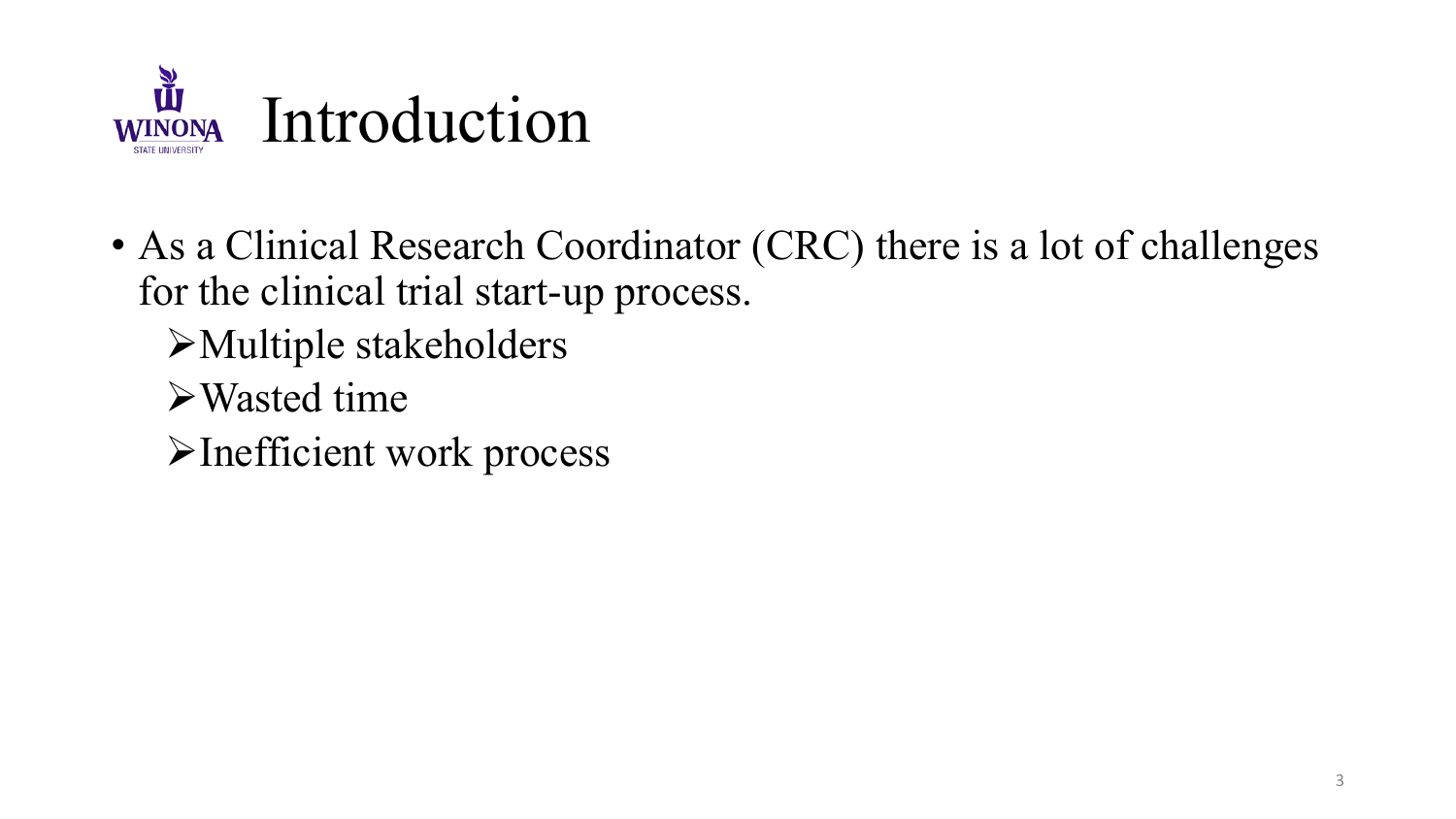# Introduction

- As a Clinical Research Coordinator (CRC) there is a lot of challenges for the clinical trial start-up process.
  - Multiple stakeholders
  - Wasted time
  - Inefficient work process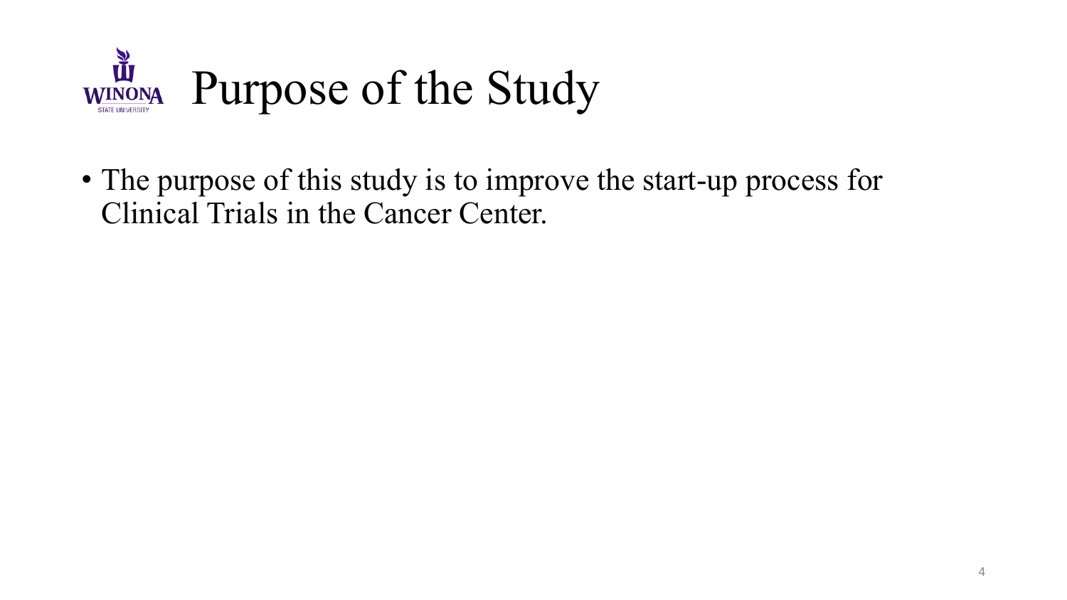# Purpose of the Study

- The purpose of this study is to improve the start-up process for Clinical Trials in the Cancer Center.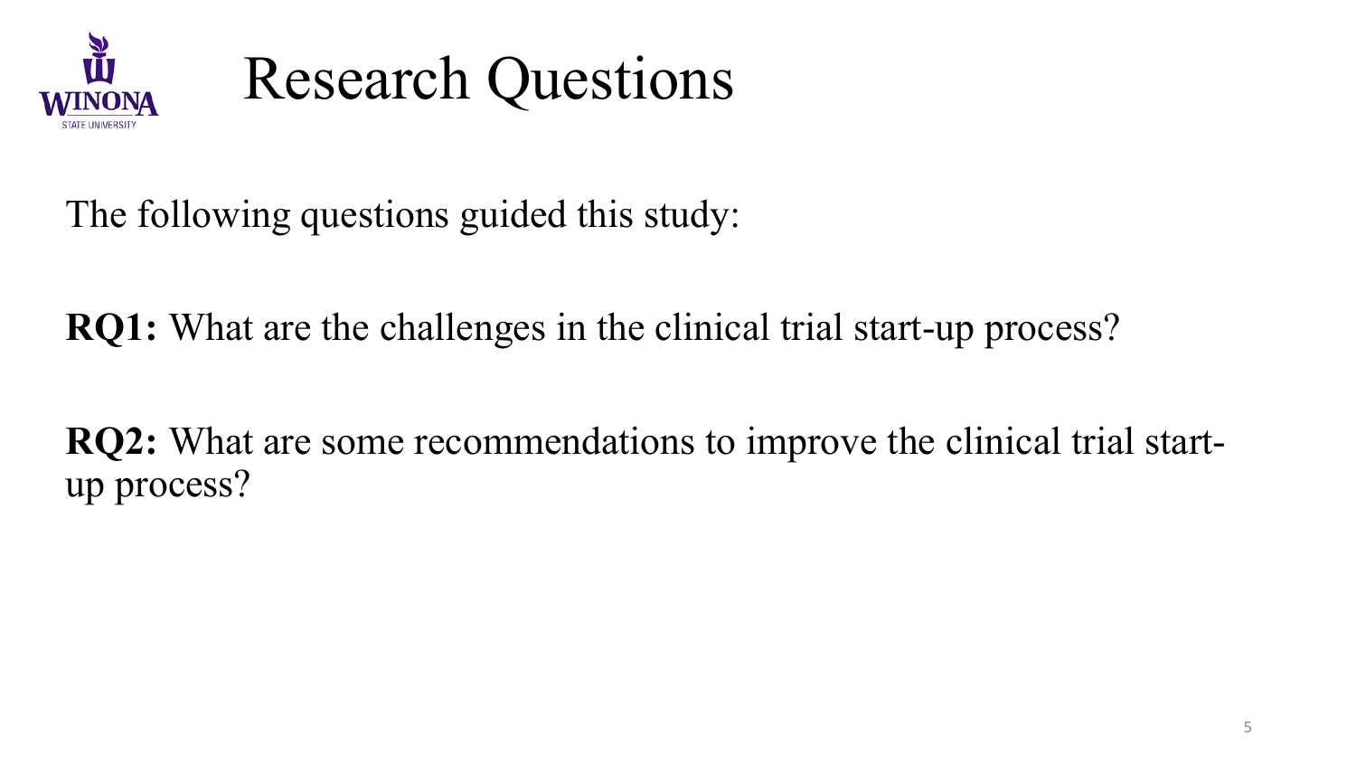# Research Questions

The following questions guided this study:

**RQ1:** What are the challenges in the clinical trial start-up process?

**RQ2:** What are some recommendations to improve the clinical trial start-up process?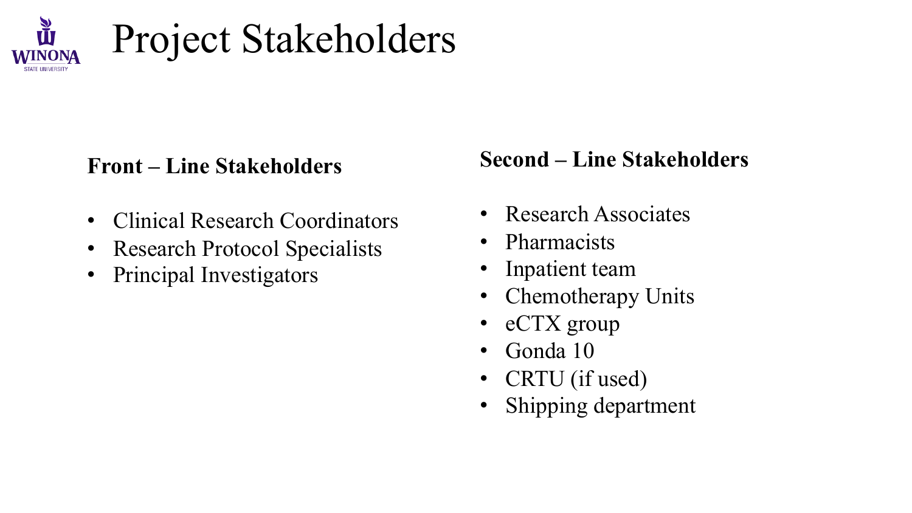# Project Stakeholders

**Front – Line Stakeholders**

- Clinical Research Coordinators
- Research Protocol Specialists
- Principal Investigators

**Second – Line Stakeholders**

- Research Associates
- Pharmacists
- Inpatient team
- Chemotherapy Units
- eCTX group
- Gonda 10
- CRTU (if used)
- Shipping department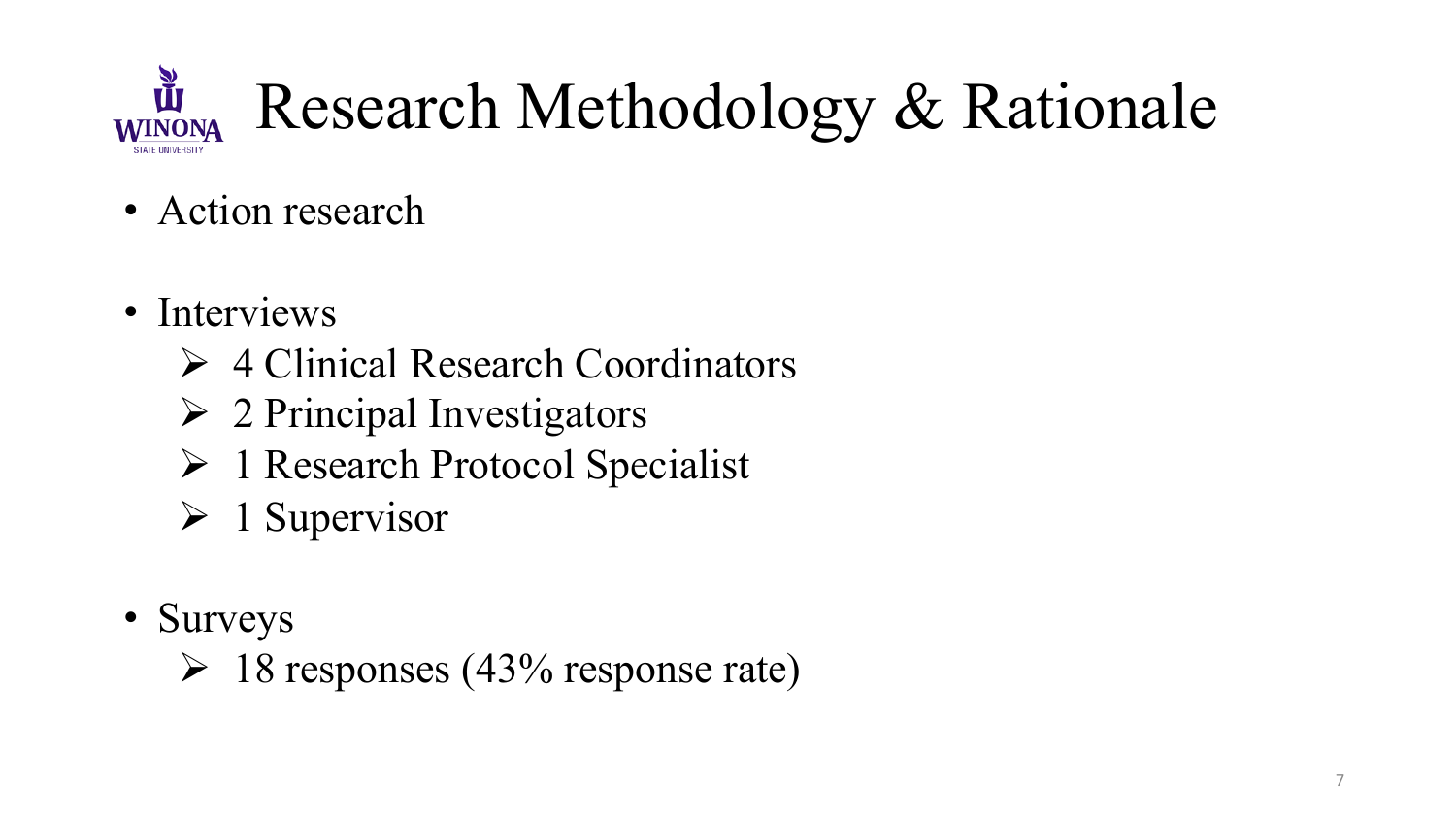# Research Methodology & Rationale

- Action research
- Interviews
  - 4 Clinical Research Coordinators
  - 2 Principal Investigators
  - 1 Research Protocol Specialist
  - 1 Supervisor
- Surveys
  - 18 responses (43% response rate)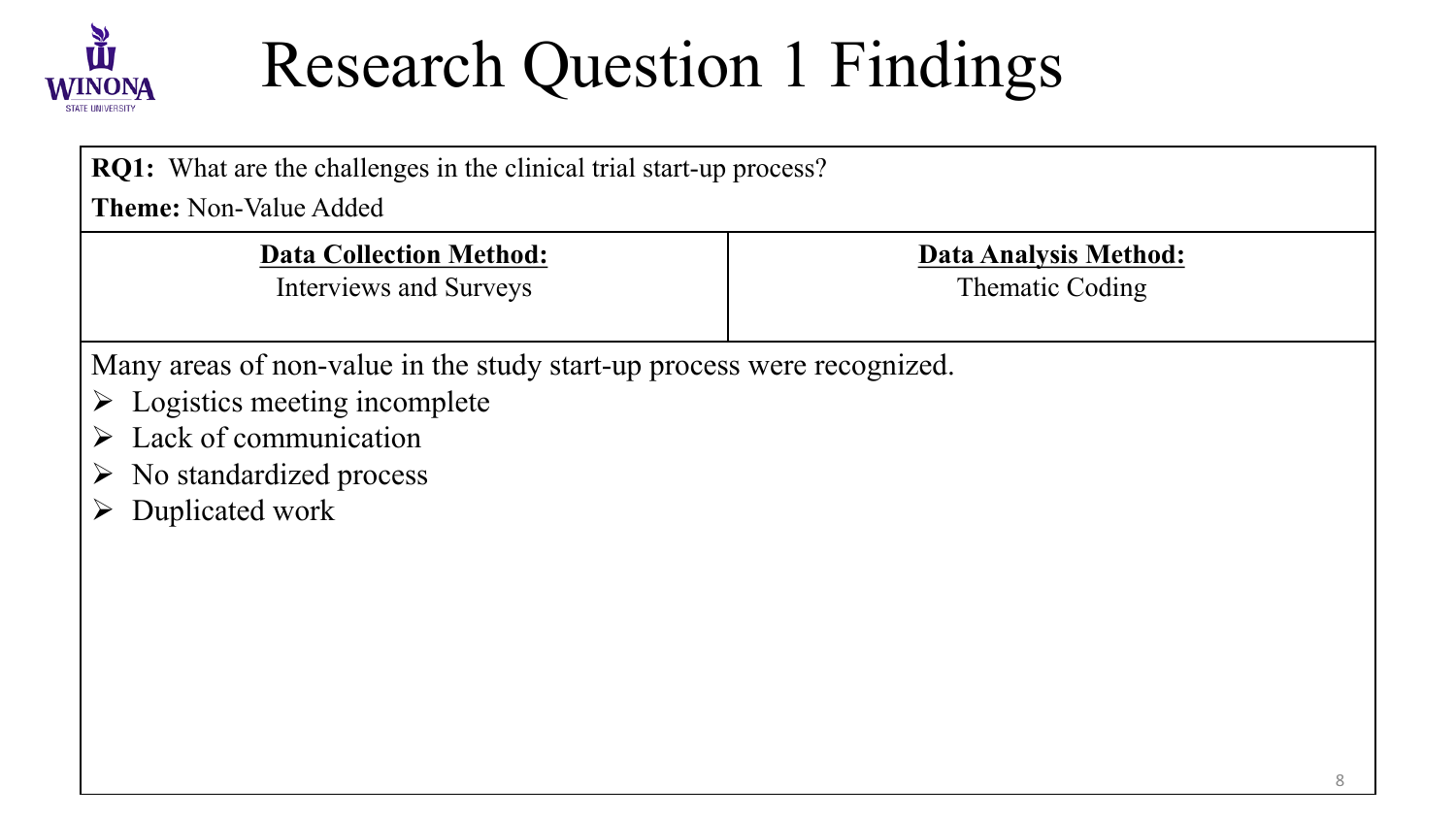# Research Question 1 Findings

**RQ1:** What are the challenges in the clinical trial start-up process?

**Theme:** Non-Value Added

| **Data Collection Method:** | **Data Analysis Method:** |
|---|---|
| Interviews and Surveys | Thematic Coding |

Many areas of non-value in the study start-up process were recognized.

- Logistics meeting incomplete
- Lack of communication
- No standardized process
- Duplicated work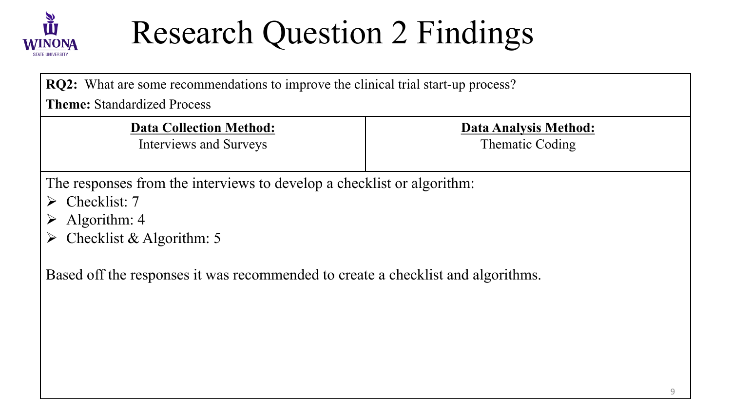# Research Question 2 Findings

**RQ2:** What are some recommendations to improve the clinical trial start-up process?

**Theme:** Standardized Process

| **Data Collection Method:** | **Data Analysis Method:** |
| --- | --- |
| Interviews and Surveys | Thematic Coding |

The responses from the interviews to develop a checklist or algorithm:

- Checklist: 7
- Algorithm: 4
- Checklist & Algorithm: 5

Based off the responses it was recommended to create a checklist and algorithms.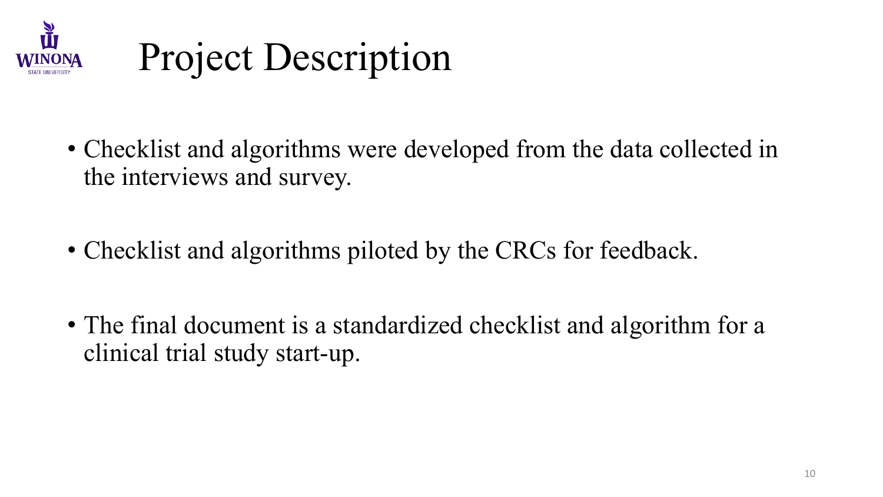# Project Description

- Checklist and algorithms were developed from the data collected in the interviews and survey.
- Checklist and algorithms piloted by the CRCs for feedback.
- The final document is a standardized checklist and algorithm for a clinical trial study start-up.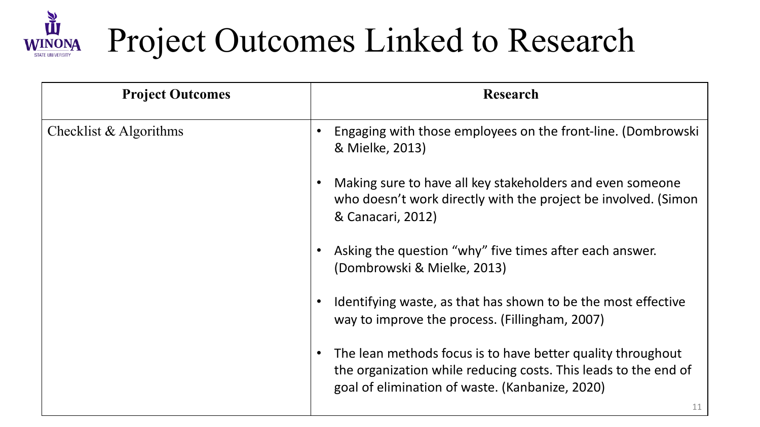# Project Outcomes Linked to Research

| Project Outcomes | Research |
| --- | --- |
| Checklist & Algorithms | • Engaging with those employees on the front-line. (Dombrowski & Mielke, 2013)<br>• Making sure to have all key stakeholders and even someone who doesn't work directly with the project be involved. (Simon & Canacari, 2012)<br>• Asking the question "why" five times after each answer. (Dombrowski & Mielke, 2013)<br>• Identifying waste, as that has shown to be the most effective way to improve the process. (Fillingham, 2007)<br>• The lean methods focus is to have better quality throughout the organization while reducing costs. This leads to the end of goal of elimination of waste. (Kanbanize, 2020) |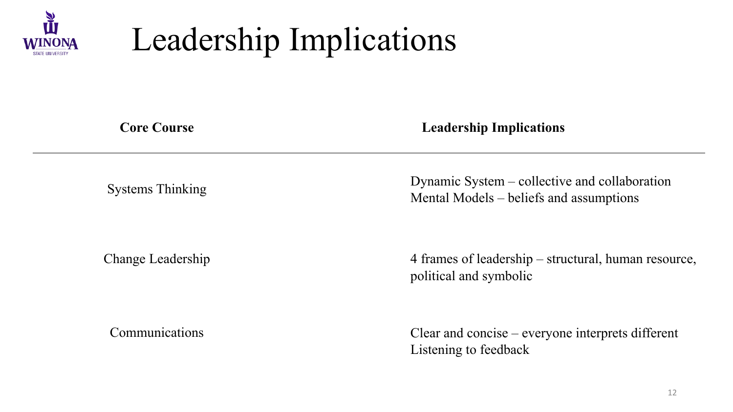# Leadership Implications

| Core Course | Leadership Implications |
| --- | --- |
| Systems Thinking | Dynamic System – collective and collaboration<br>Mental Models – beliefs and assumptions |
| Change Leadership | 4 frames of leadership – structural, human resource, political and symbolic |
| Communications | Clear and concise – everyone interprets different<br>Listening to feedback |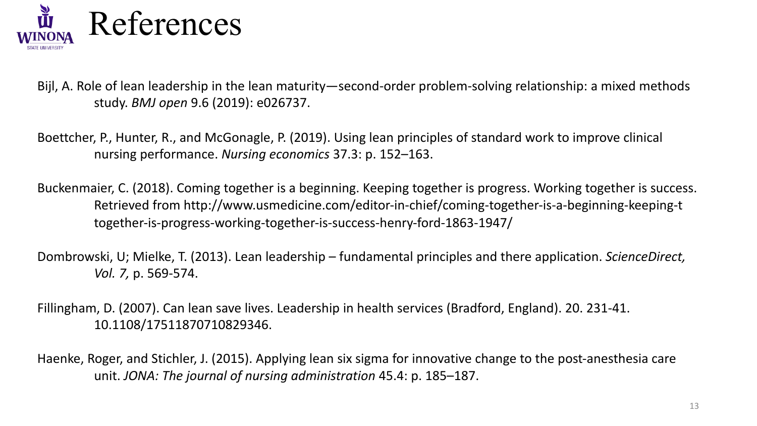# References

Bijl, A. Role of lean leadership in the lean maturity—second-order problem-solving relationship: a mixed methods study. *BMJ open* 9.6 (2019): e026737.

Boettcher, P., Hunter, R., and McGonagle, P. (2019). Using lean principles of standard work to improve clinical nursing performance. *Nursing economics* 37.3: p. 152–163.

Buckenmaier, C. (2018). Coming together is a beginning. Keeping together is progress. Working together is success. Retrieved from http://www.usmedicine.com/editor-in-chief/coming-together-is-a-beginning-keeping-t together-is-progress-working-together-is-success-henry-ford-1863-1947/

Dombrowski, U; Mielke, T. (2013). Lean leadership – fundamental principles and there application. *ScienceDirect, Vol. 7,* p. 569-574.

Fillingham, D. (2007). Can lean save lives. Leadership in health services (Bradford, England). 20. 231-41. 10.1108/17511870710829346.

Haenke, Roger, and Stichler, J. (2015). Applying lean six sigma for innovative change to the post-anesthesia care unit. *JONA: The journal of nursing administration* 45.4: p. 185–187.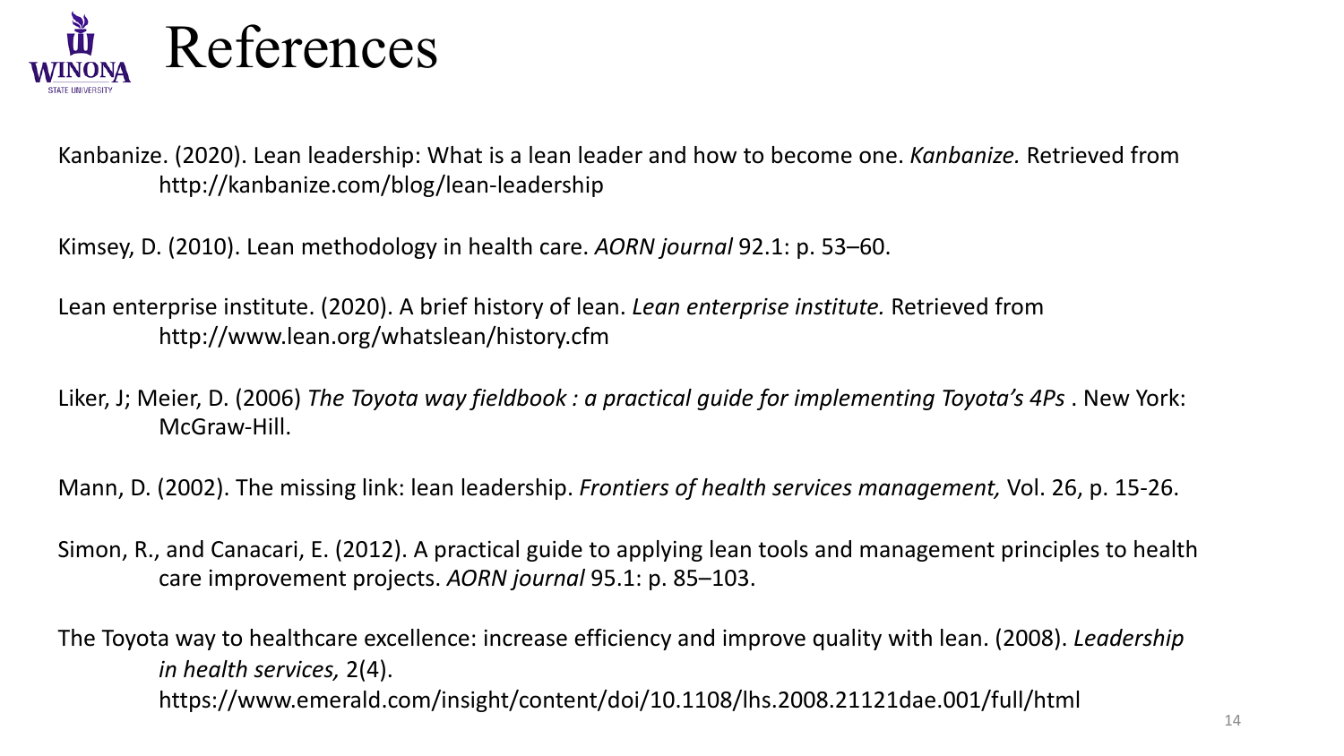# References

Kanbanize. (2020). Lean leadership: What is a lean leader and how to become one. *Kanbanize.* Retrieved from http://kanbanize.com/blog/lean-leadership

Kimsey, D. (2010). Lean methodology in health care. *AORN journal* 92.1: p. 53–60.

Lean enterprise institute. (2020). A brief history of lean. *Lean enterprise institute.* Retrieved from http://www.lean.org/whatslean/history.cfm

Liker, J; Meier, D. (2006) *The Toyota way fieldbook : a practical guide for implementing Toyota's 4Ps* . New York: McGraw-Hill.

Mann, D. (2002). The missing link: lean leadership. *Frontiers of health services management,* Vol. 26, p. 15-26.

Simon, R., and Canacari, E. (2012). A practical guide to applying lean tools and management principles to health care improvement projects. *AORN journal* 95.1: p. 85–103.

The Toyota way to healthcare excellence: increase efficiency and improve quality with lean. (2008). *Leadership in health services,* 2(4). https://www.emerald.com/insight/content/doi/10.1108/lhs.2008.21121dae.001/full/html